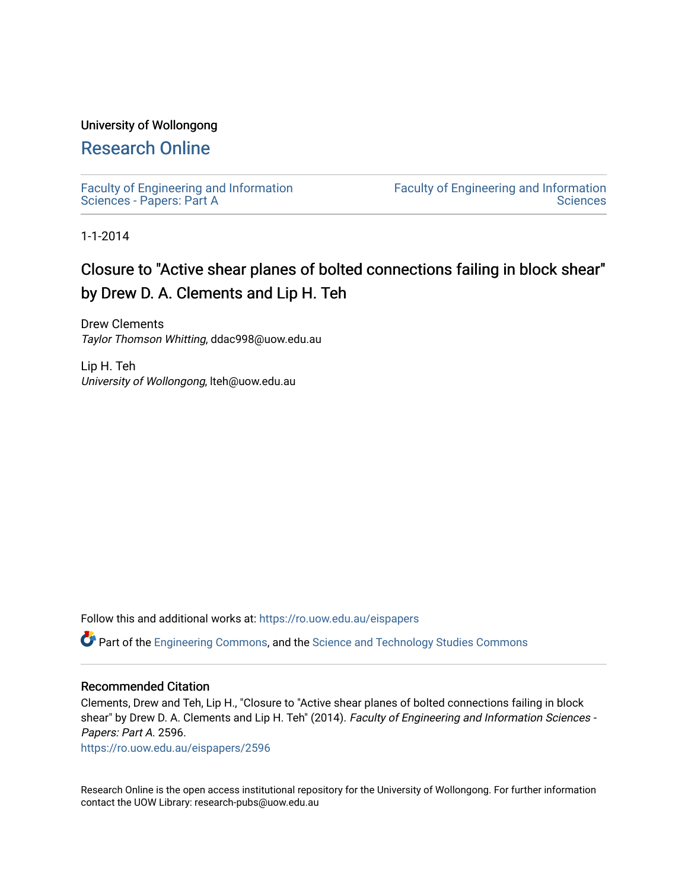University of Wollongong

# Research Online

Faculty of Engineering and Information Sciences - Papers: Part A

Faculty of Engineering and Information Sciences

1-1-2014

# Closure to "Active shear planes of bolted connections failing in block shear" by Drew D. A. Clements and Lip H. Teh

Drew Clements
*Taylor Thomson Whitting*, ddac998@uow.edu.au

Lip H. Teh
*University of Wollongong*, lteh@uow.edu.au

Follow this and additional works at: https://ro.uow.edu.au/eispapers

Part of the Engineering Commons, and the Science and Technology Studies Commons

## Recommended Citation

Clements, Drew and Teh, Lip H., "Closure to "Active shear planes of bolted connections failing in block shear" by Drew D. A. Clements and Lip H. Teh" (2014). *Faculty of Engineering and Information Sciences - Papers: Part A*. 2596.
https://ro.uow.edu.au/eispapers/2596

Research Online is the open access institutional repository for the University of Wollongong. For further information contact the UOW Library: research-pubs@uow.edu.au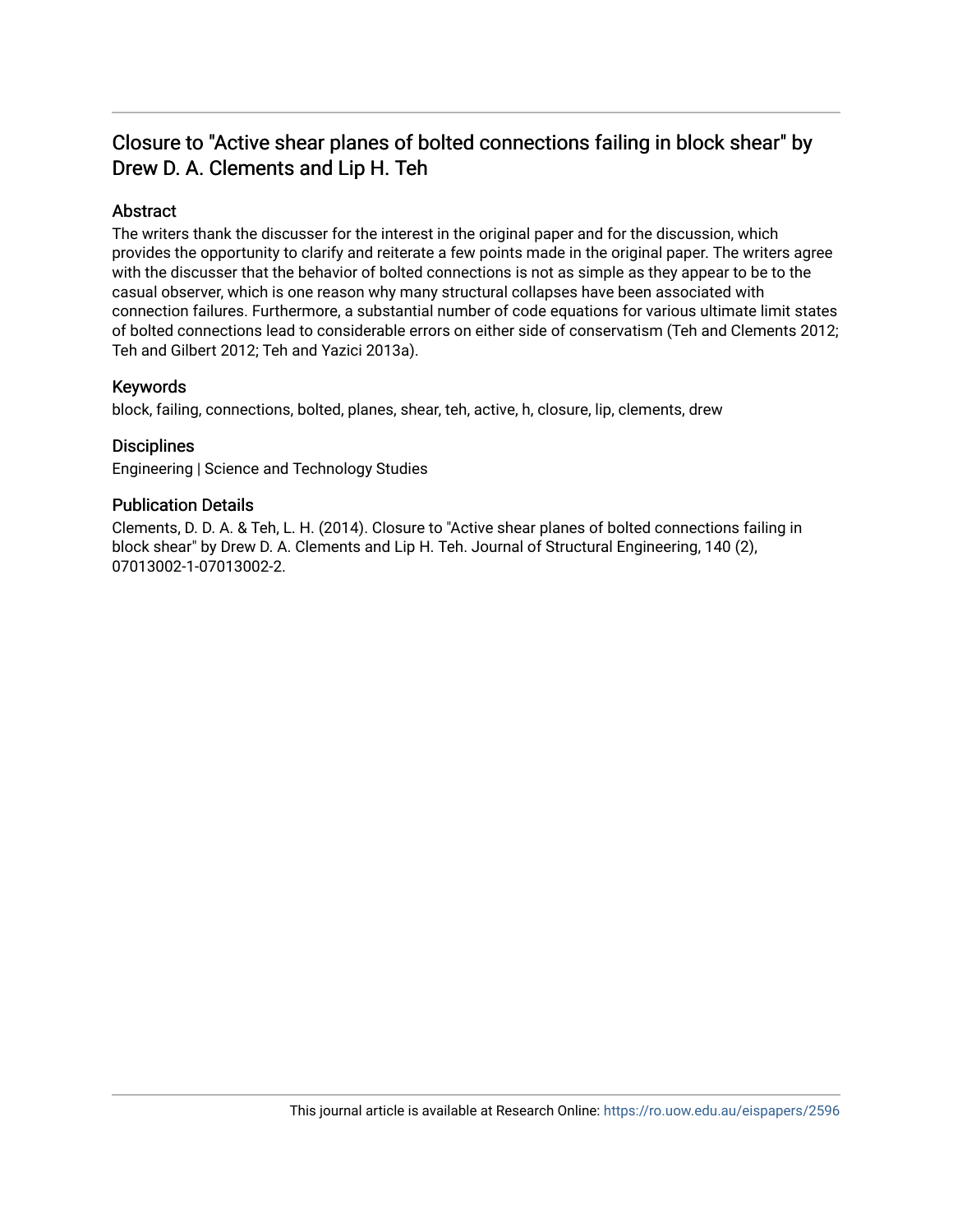# Closure to "Active shear planes of bolted connections failing in block shear" by Drew D. A. Clements and Lip H. Teh

## Abstract

The writers thank the discusser for the interest in the original paper and for the discussion, which provides the opportunity to clarify and reiterate a few points made in the original paper. The writers agree with the discusser that the behavior of bolted connections is not as simple as they appear to be to the casual observer, which is one reason why many structural collapses have been associated with connection failures. Furthermore, a substantial number of code equations for various ultimate limit states of bolted connections lead to considerable errors on either side of conservatism (Teh and Clements 2012; Teh and Gilbert 2012; Teh and Yazici 2013a).

## Keywords

block, failing, connections, bolted, planes, shear, teh, active, h, closure, lip, clements, drew

## Disciplines

Engineering | Science and Technology Studies

## Publication Details

Clements, D. D. A. & Teh, L. H. (2014). Closure to "Active shear planes of bolted connections failing in block shear" by Drew D. A. Clements and Lip H. Teh. Journal of Structural Engineering, 140 (2), 07013002-1-07013002-2.

This journal article is available at Research Online: https://ro.uow.edu.au/eispapers/2596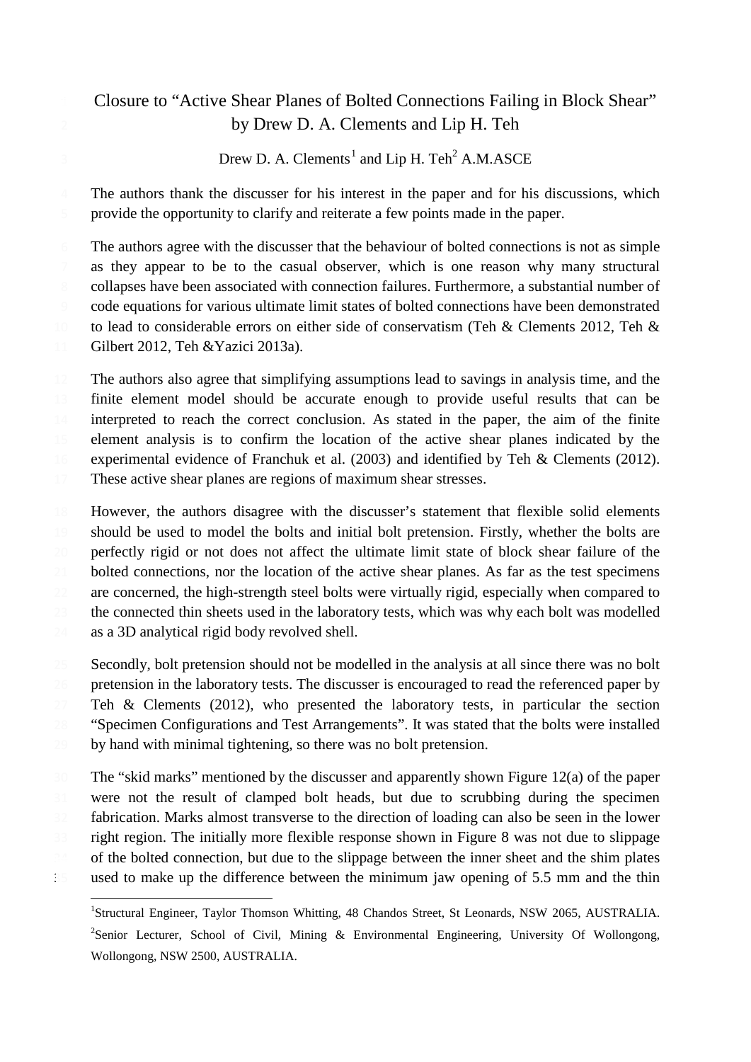Closure to "Active Shear Planes of Bolted Connections Failing in Block Shear" by Drew D. A. Clements and Lip H. Teh

Drew D. A. Clements[1] and Lip H. Teh[2] A.M.ASCE

The authors thank the discusser for his interest in the paper and for his discussions, which provide the opportunity to clarify and reiterate a few points made in the paper.

The authors agree with the discusser that the behaviour of bolted connections is not as simple as they appear to be to the casual observer, which is one reason why many structural collapses have been associated with connection failures. Furthermore, a substantial number of code equations for various ultimate limit states of bolted connections have been demonstrated to lead to considerable errors on either side of conservatism (Teh & Clements 2012, Teh & Gilbert 2012, Teh &Yazici 2013a).

The authors also agree that simplifying assumptions lead to savings in analysis time, and the finite element model should be accurate enough to provide useful results that can be interpreted to reach the correct conclusion. As stated in the paper, the aim of the finite element analysis is to confirm the location of the active shear planes indicated by the experimental evidence of Franchuk et al. (2003) and identified by Teh & Clements (2012). These active shear planes are regions of maximum shear stresses.

However, the authors disagree with the discusser's statement that flexible solid elements should be used to model the bolts and initial bolt pretension. Firstly, whether the bolts are perfectly rigid or not does not affect the ultimate limit state of block shear failure of the bolted connections, nor the location of the active shear planes. As far as the test specimens are concerned, the high-strength steel bolts were virtually rigid, especially when compared to the connected thin sheets used in the laboratory tests, which was why each bolt was modelled as a 3D analytical rigid body revolved shell.

Secondly, bolt pretension should not be modelled in the analysis at all since there was no bolt pretension in the laboratory tests. The discusser is encouraged to read the referenced paper by Teh & Clements (2012), who presented the laboratory tests, in particular the section "Specimen Configurations and Test Arrangements". It was stated that the bolts were installed by hand with minimal tightening, so there was no bolt pretension.

The "skid marks" mentioned by the discusser and apparently shown Figure 12(a) of the paper were not the result of clamped bolt heads, but due to scrubbing during the specimen fabrication. Marks almost transverse to the direction of loading can also be seen in the lower right region. The initially more flexible response shown in Figure 8 was not due to slippage of the bolted connection, but due to the slippage between the inner sheet and the shim plates used to make up the difference between the minimum jaw opening of 5.5 mm and the thin

[1]Structural Engineer, Taylor Thomson Whitting, 48 Chandos Street, St Leonards, NSW 2065, AUSTRALIA.
[2]Senior Lecturer, School of Civil, Mining & Environmental Engineering, University Of Wollongong, Wollongong, NSW 2500, AUSTRALIA.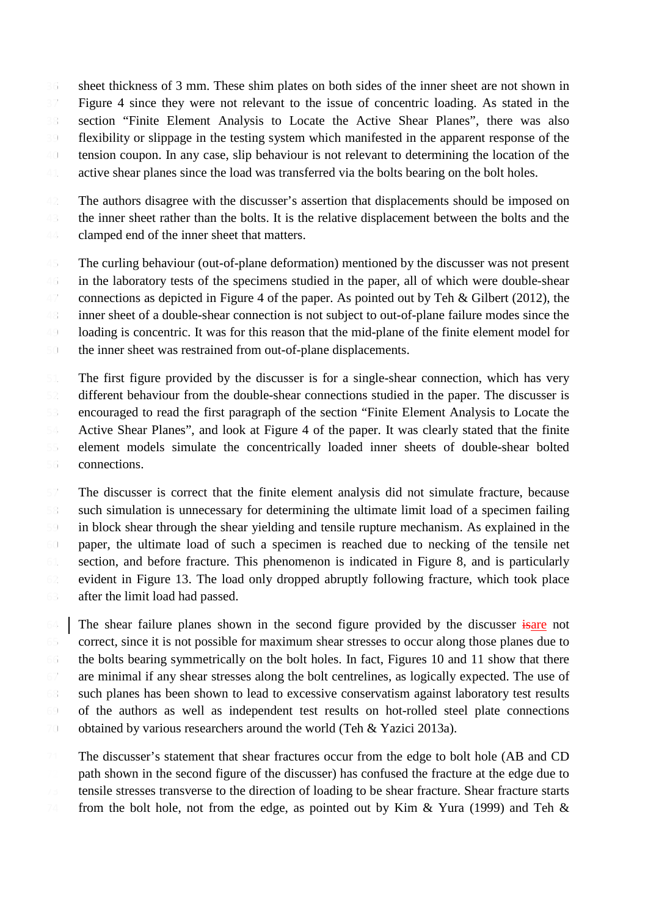sheet thickness of 3 mm. These shim plates on both sides of the inner sheet are not shown in Figure 4 since they were not relevant to the issue of concentric loading. As stated in the section "Finite Element Analysis to Locate the Active Shear Planes", there was also flexibility or slippage in the testing system which manifested in the apparent response of the tension coupon. In any case, slip behaviour is not relevant to determining the location of the active shear planes since the load was transferred via the bolts bearing on the bolt holes.

The authors disagree with the discusser's assertion that displacements should be imposed on the inner sheet rather than the bolts. It is the relative displacement between the bolts and the clamped end of the inner sheet that matters.

The curling behaviour (out-of-plane deformation) mentioned by the discusser was not present in the laboratory tests of the specimens studied in the paper, all of which were double-shear connections as depicted in Figure 4 of the paper. As pointed out by Teh & Gilbert (2012), the inner sheet of a double-shear connection is not subject to out-of-plane failure modes since the loading is concentric. It was for this reason that the mid-plane of the finite element model for the inner sheet was restrained from out-of-plane displacements.

The first figure provided by the discusser is for a single-shear connection, which has very different behaviour from the double-shear connections studied in the paper. The discusser is encouraged to read the first paragraph of the section "Finite Element Analysis to Locate the Active Shear Planes", and look at Figure 4 of the paper. It was clearly stated that the finite element models simulate the concentrically loaded inner sheets of double-shear bolted connections.

The discusser is correct that the finite element analysis did not simulate fracture, because such simulation is unnecessary for determining the ultimate limit load of a specimen failing in block shear through the shear yielding and tensile rupture mechanism. As explained in the paper, the ultimate load of such a specimen is reached due to necking of the tensile net section, and before fracture. This phenomenon is indicated in Figure 8, and is particularly evident in Figure 13. The load only dropped abruptly following fracture, which took place after the limit load had passed.

The shear failure planes shown in the second figure provided by the discusser ~~is~~are not correct, since it is not possible for maximum shear stresses to occur along those planes due to the bolts bearing symmetrically on the bolt holes. In fact, Figures 10 and 11 show that there are minimal if any shear stresses along the bolt centrelines, as logically expected. The use of such planes has been shown to lead to excessive conservatism against laboratory test results of the authors as well as independent test results on hot-rolled steel plate connections obtained by various researchers around the world (Teh & Yazici 2013a).

The discusser's statement that shear fractures occur from the edge to bolt hole (AB and CD path shown in the second figure of the discusser) has confused the fracture at the edge due to tensile stresses transverse to the direction of loading to be shear fracture. Shear fracture starts from the bolt hole, not from the edge, as pointed out by Kim & Yura (1999) and Teh &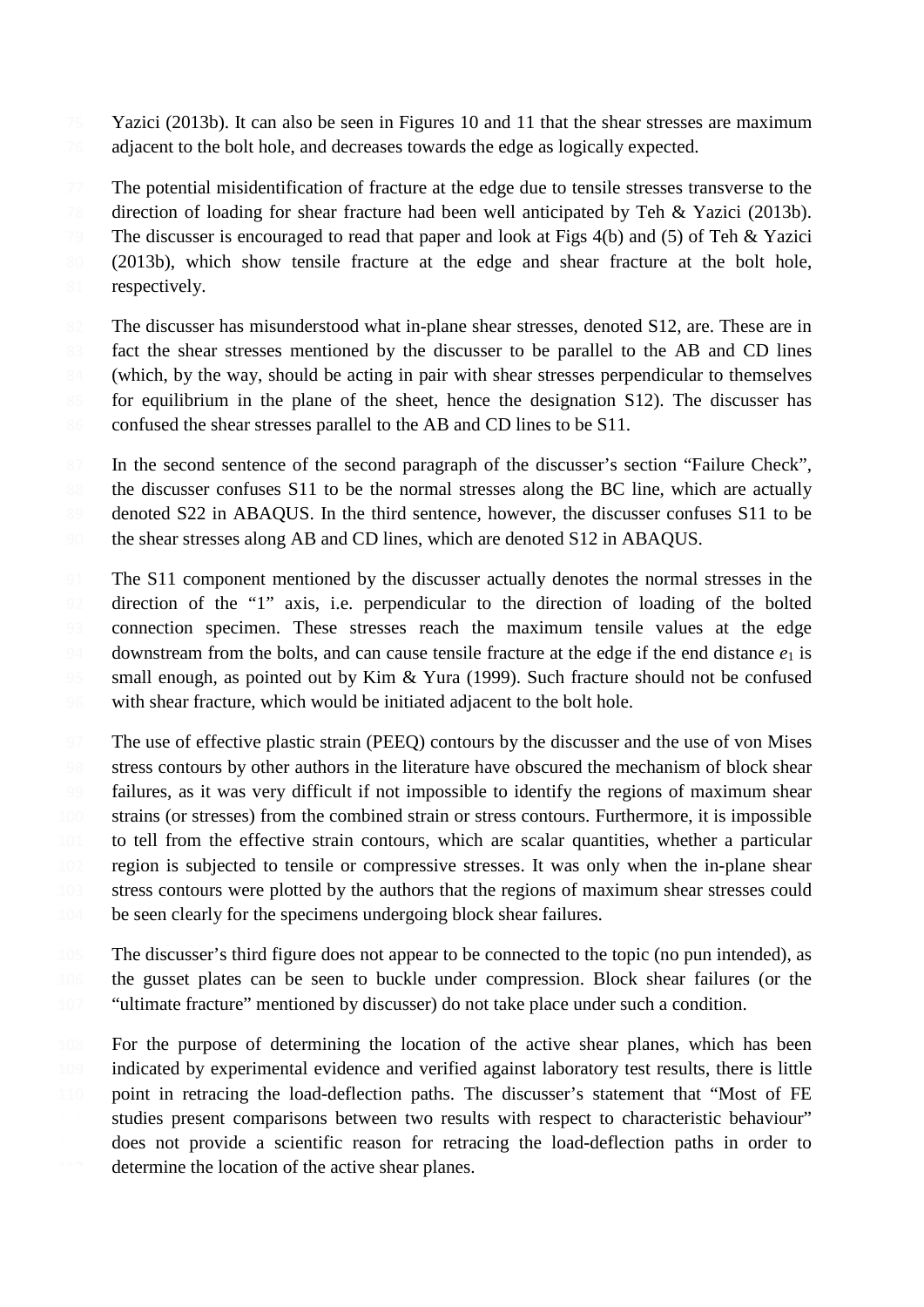Yazici (2013b). It can also be seen in Figures 10 and 11 that the shear stresses are maximum adjacent to the bolt hole, and decreases towards the edge as logically expected.

The potential misidentification of fracture at the edge due to tensile stresses transverse to the direction of loading for shear fracture had been well anticipated by Teh & Yazici (2013b). The discusser is encouraged to read that paper and look at Figs 4(b) and (5) of Teh & Yazici (2013b), which show tensile fracture at the edge and shear fracture at the bolt hole, respectively.

The discusser has misunderstood what in-plane shear stresses, denoted S12, are. These are in fact the shear stresses mentioned by the discusser to be parallel to the AB and CD lines (which, by the way, should be acting in pair with shear stresses perpendicular to themselves for equilibrium in the plane of the sheet, hence the designation S12). The discusser has confused the shear stresses parallel to the AB and CD lines to be S11.

In the second sentence of the second paragraph of the discusser's section "Failure Check", the discusser confuses S11 to be the normal stresses along the BC line, which are actually denoted S22 in ABAQUS. In the third sentence, however, the discusser confuses S11 to be the shear stresses along AB and CD lines, which are denoted S12 in ABAQUS.

The S11 component mentioned by the discusser actually denotes the normal stresses in the direction of the "1" axis, i.e. perpendicular to the direction of loading of the bolted connection specimen. These stresses reach the maximum tensile values at the edge downstream from the bolts, and can cause tensile fracture at the edge if the end distance $e_1$ is small enough, as pointed out by Kim & Yura (1999). Such fracture should not be confused with shear fracture, which would be initiated adjacent to the bolt hole.

The use of effective plastic strain (PEEQ) contours by the discusser and the use of von Mises stress contours by other authors in the literature have obscured the mechanism of block shear failures, as it was very difficult if not impossible to identify the regions of maximum shear strains (or stresses) from the combined strain or stress contours. Furthermore, it is impossible to tell from the effective strain contours, which are scalar quantities, whether a particular region is subjected to tensile or compressive stresses. It was only when the in-plane shear stress contours were plotted by the authors that the regions of maximum shear stresses could be seen clearly for the specimens undergoing block shear failures.

The discusser's third figure does not appear to be connected to the topic (no pun intended), as the gusset plates can be seen to buckle under compression. Block shear failures (or the "ultimate fracture" mentioned by discusser) do not take place under such a condition.

For the purpose of determining the location of the active shear planes, which has been indicated by experimental evidence and verified against laboratory test results, there is little point in retracing the load-deflection paths. The discusser's statement that "Most of FE studies present comparisons between two results with respect to characteristic behaviour" does not provide a scientific reason for retracing the load-deflection paths in order to determine the location of the active shear planes.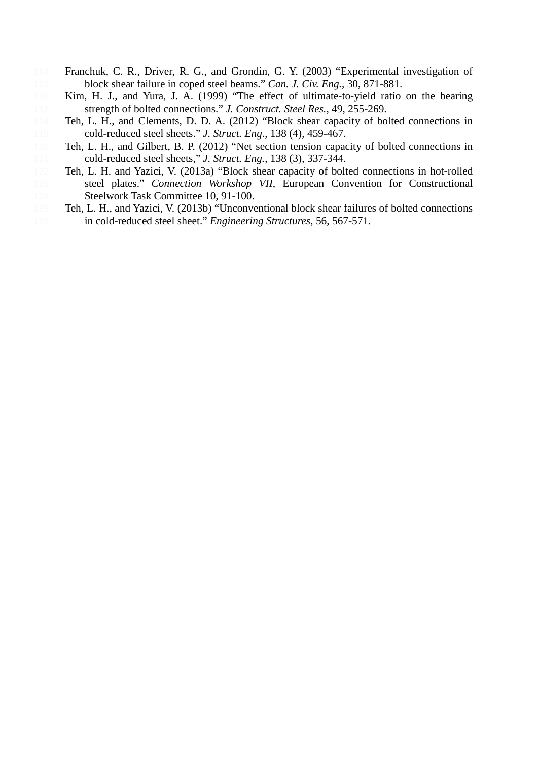Franchuk, C. R., Driver, R. G., and Grondin, G. Y. (2003) “Experimental investigation of block shear failure in coped steel beams.” *Can. J. Civ. Eng.*, 30, 871-881.

Kim, H. J., and Yura, J. A. (1999) “The effect of ultimate-to-yield ratio on the bearing strength of bolted connections.” *J. Construct. Steel Res.*, 49, 255-269.

Teh, L. H., and Clements, D. D. A. (2012) “Block shear capacity of bolted connections in cold-reduced steel sheets.” *J. Struct. Eng*., 138 (4), 459-467.

Teh, L. H., and Gilbert, B. P. (2012) “Net section tension capacity of bolted connections in cold-reduced steel sheets,” *J. Struct. Eng.*, 138 (3), 337-344.

Teh, L. H. and Yazici, V. (2013a) “Block shear capacity of bolted connections in hot-rolled steel plates.” *Connection Workshop VII*, European Convention for Constructional Steelwork Task Committee 10, 91-100.

Teh, L. H., and Yazici, V. (2013b) “Unconventional block shear failures of bolted connections in cold-reduced steel sheet.” *Engineering Structures*, 56, 567-571.